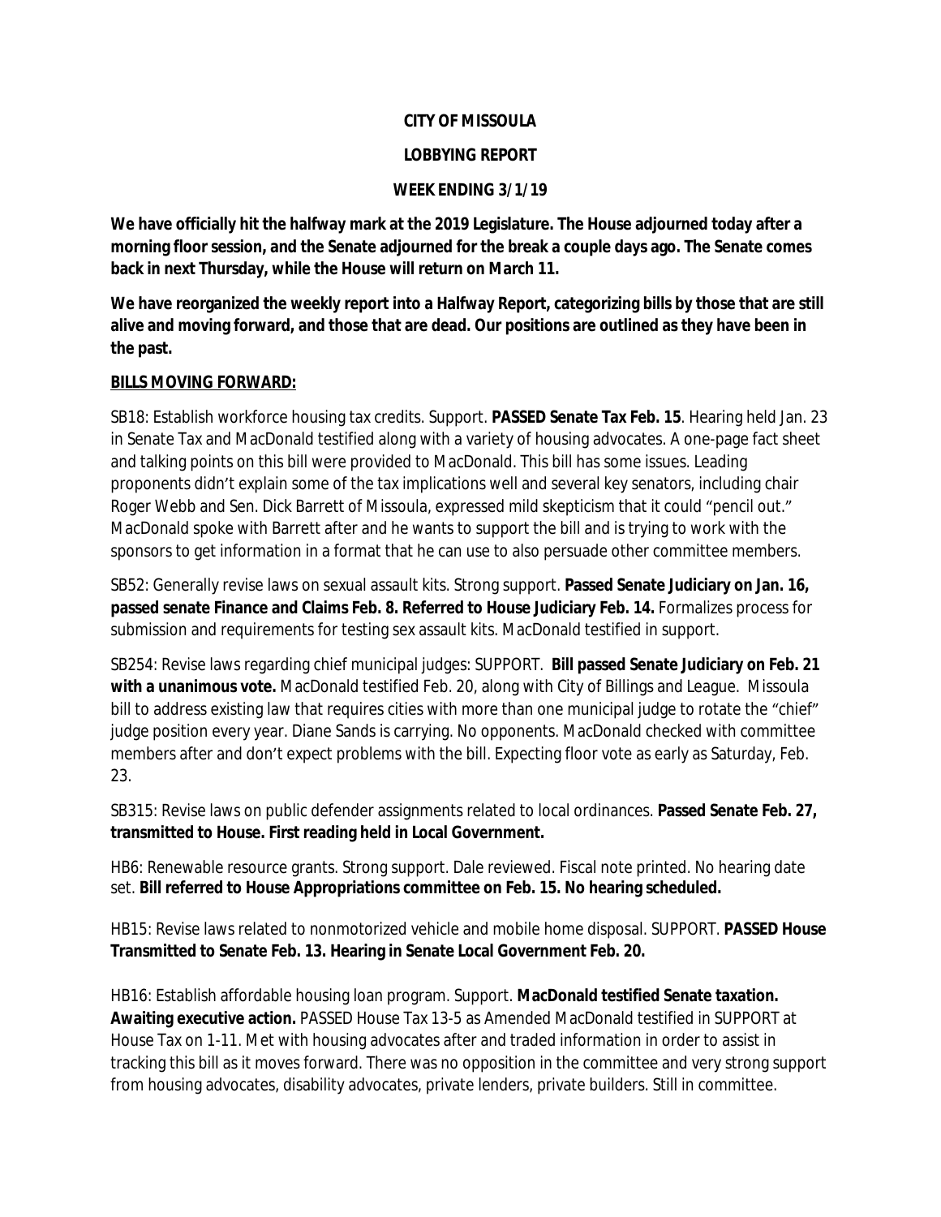**CITY OF MISSOULA**

**LOBBYING REPORT**

**WEEK ENDING 3/1/19**

**We have officially hit the halfway mark at the 2019 Legislature. The House adjourned today after a morning floor session, and the Senate adjourned for the break a couple days ago. The Senate comes back in next Thursday, while the House will return on March 11.**

**We have reorganized the weekly report into a Halfway Report, categorizing bills by those that are still alive and moving forward, and those that are dead. Our positions are outlined as they have been in the past.**

**BILLS MOVING FORWARD:**

SB18: Establish workforce housing tax credits. Support. **PASSED Senate Tax Feb. 15**. Hearing held Jan. 23 in Senate Tax and MacDonald testified along with a variety of housing advocates. A one-page fact sheet and talking points on this bill were provided to MacDonald. This bill has some issues. Leading proponents didn't explain some of the tax implications well and several key senators, including chair Roger Webb and Sen. Dick Barrett of Missoula, expressed mild skepticism that it could "pencil out." MacDonald spoke with Barrett after and he wants to support the bill and is trying to work with the sponsors to get information in a format that he can use to also persuade other committee members.

SB52: Generally revise laws on sexual assault kits. Strong support. **Passed Senate Judiciary on Jan. 16, passed senate Finance and Claims Feb. 8. Referred to House Judiciary Feb. 14.** Formalizes process for submission and requirements for testing sex assault kits. MacDonald testified in support.

SB254: Revise laws regarding chief municipal judges: SUPPORT. **Bill passed Senate Judiciary on Feb. 21 with a unanimous vote.** MacDonald testified Feb. 20, along with City of Billings and League. Missoula bill to address existing law that requires cities with more than one municipal judge to rotate the "chief" judge position every year. Diane Sands is carrying. No opponents. MacDonald checked with committee members after and don't expect problems with the bill. Expecting floor vote as early as Saturday, Feb. 23.

SB315: Revise laws on public defender assignments related to local ordinances. **Passed Senate Feb. 27, transmitted to House. First reading held in Local Government.**

HB6: Renewable resource grants. Strong support. Dale reviewed. Fiscal note printed. No hearing date set. **Bill referred to House Appropriations committee on Feb. 15. No hearing scheduled.**

HB15: Revise laws related to nonmotorized vehicle and mobile home disposal. SUPPORT. **PASSED House Transmitted to Senate Feb. 13. Hearing in Senate Local Government Feb. 20.**

HB16: Establish affordable housing loan program. Support. **MacDonald testified Senate taxation. Awaiting executive action.** PASSED House Tax 13-5 as Amended MacDonald testified in SUPPORT at House Tax on 1-11. Met with housing advocates after and traded information in order to assist in tracking this bill as it moves forward. There was no opposition in the committee and very strong support from housing advocates, disability advocates, private lenders, private builders. Still in committee.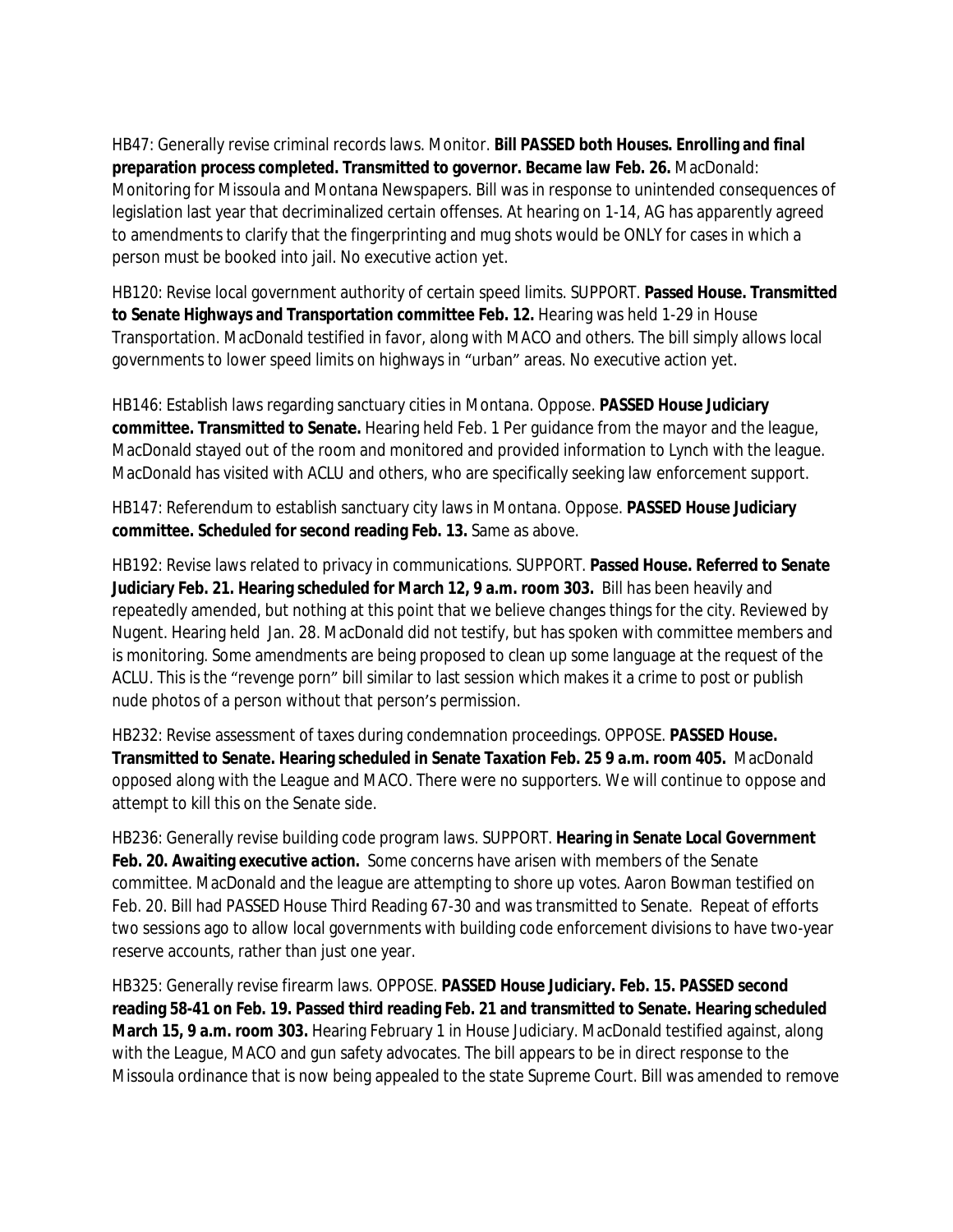HB47: Generally revise criminal records laws. Monitor. **Bill PASSED both Houses. Enrolling and final preparation process completed. Transmitted to governor. Became law Feb. 26.** MacDonald: Monitoring for Missoula and Montana Newspapers. Bill was in response to unintended consequences of legislation last year that decriminalized certain offenses. At hearing on 1-14, AG has apparently agreed to amendments to clarify that the fingerprinting and mug shots would be ONLY for cases in which a person must be booked into jail. No executive action yet.

HB120: Revise local government authority of certain speed limits. SUPPORT. **Passed House. Transmitted to Senate Highways and Transportation committee Feb. 12.** Hearing was held 1-29 in House Transportation. MacDonald testified in favor, along with MACO and others. The bill simply allows local governments to lower speed limits on highways in "urban" areas. No executive action yet.

HB146: Establish laws regarding sanctuary cities in Montana. Oppose. **PASSED House Judiciary committee. Transmitted to Senate.** Hearing held Feb. 1 Per guidance from the mayor and the league, MacDonald stayed out of the room and monitored and provided information to Lynch with the league. MacDonald has visited with ACLU and others, who are specifically seeking law enforcement support.

HB147: Referendum to establish sanctuary city laws in Montana. Oppose. **PASSED House Judiciary committee. Scheduled for second reading Feb. 13.** Same as above.

HB192: Revise laws related to privacy in communications. SUPPORT. **Passed House. Referred to Senate Judiciary Feb. 21. Hearing scheduled for March 12, 9 a.m. room 303.** Bill has been heavily and repeatedly amended, but nothing at this point that we believe changes things for the city. Reviewed by Nugent. Hearing held Jan. 28. MacDonald did not testify, but has spoken with committee members and is monitoring. Some amendments are being proposed to clean up some language at the request of the ACLU. This is the "revenge porn" bill similar to last session which makes it a crime to post or publish nude photos of a person without that person's permission.

HB232: Revise assessment of taxes during condemnation proceedings. OPPOSE. **PASSED House. Transmitted to Senate. Hearing scheduled in Senate Taxation Feb. 25 9 a.m. room 405.** MacDonald opposed along with the League and MACO. There were no supporters. We will continue to oppose and attempt to kill this on the Senate side.

HB236: Generally revise building code program laws. SUPPORT. **Hearing in Senate Local Government Feb. 20. Awaiting executive action.** Some concerns have arisen with members of the Senate committee. MacDonald and the league are attempting to shore up votes. Aaron Bowman testified on Feb. 20. Bill had PASSED House Third Reading 67-30 and was transmitted to Senate. Repeat of efforts two sessions ago to allow local governments with building code enforcement divisions to have two-year reserve accounts, rather than just one year.

HB325: Generally revise firearm laws. OPPOSE. **PASSED House Judiciary. Feb. 15. PASSED second reading 58-41 on Feb. 19. Passed third reading Feb. 21 and transmitted to Senate. Hearing scheduled March 15, 9 a.m. room 303.** Hearing February 1 in House Judiciary. MacDonald testified against, along with the League, MACO and gun safety advocates. The bill appears to be in direct response to the Missoula ordinance that is now being appealed to the state Supreme Court. Bill was amended to remove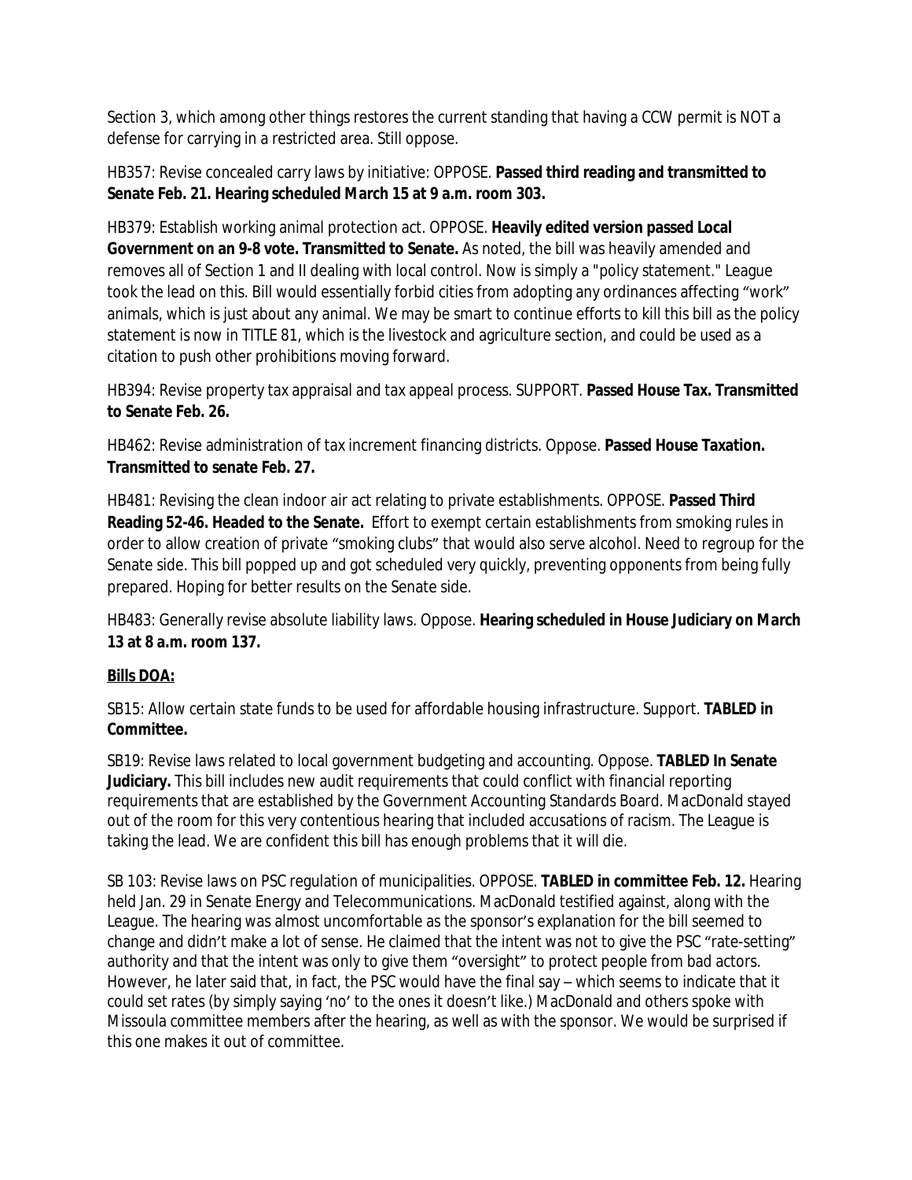Section 3, which among other things restores the current standing that having a CCW permit is NOT a defense for carrying in a restricted area. Still oppose.

HB357: Revise concealed carry laws by initiative: OPPOSE. **Passed third reading and transmitted to Senate Feb. 21. Hearing scheduled March 15 at 9 a.m. room 303.**

HB379: Establish working animal protection act. OPPOSE. **Heavily edited version passed Local Government on an 9-8 vote. Transmitted to Senate.** As noted, the bill was heavily amended and removes all of Section 1 and II dealing with local control. Now is simply a "policy statement." League took the lead on this. Bill would essentially forbid cities from adopting any ordinances affecting "work" animals, which is just about any animal. We may be smart to continue efforts to kill this bill as the policy statement is now in TITLE 81, which is the livestock and agriculture section, and could be used as a citation to push other prohibitions moving forward.

HB394: Revise property tax appraisal and tax appeal process. SUPPORT. **Passed House Tax. Transmitted to Senate Feb. 26.**

HB462: Revise administration of tax increment financing districts. Oppose. **Passed House Taxation. Transmitted to senate Feb. 27.**

HB481: Revising the clean indoor air act relating to private establishments. OPPOSE. **Passed Third Reading 52-46. Headed to the Senate.** Effort to exempt certain establishments from smoking rules in order to allow creation of private "smoking clubs" that would also serve alcohol. Need to regroup for the Senate side. This bill popped up and got scheduled very quickly, preventing opponents from being fully prepared. Hoping for better results on the Senate side.

HB483: Generally revise absolute liability laws. Oppose. **Hearing scheduled in House Judiciary on March 13 at 8 a.m. room 137.**

**<u>Bills DOA:</u>**

SB15: Allow certain state funds to be used for affordable housing infrastructure. Support. **TABLED in Committee.**

SB19: Revise laws related to local government budgeting and accounting. Oppose. **TABLED In Senate Judiciary.** This bill includes new audit requirements that could conflict with financial reporting requirements that are established by the Government Accounting Standards Board. MacDonald stayed out of the room for this very contentious hearing that included accusations of racism. The League is taking the lead. We are confident this bill has enough problems that it will die.

SB 103: Revise laws on PSC regulation of municipalities. OPPOSE. **TABLED in committee Feb. 12.** Hearing held Jan. 29 in Senate Energy and Telecommunications. MacDonald testified against, along with the League. The hearing was almost uncomfortable as the sponsor's explanation for the bill seemed to change and didn't make a lot of sense. He claimed that the intent was not to give the PSC "rate-setting" authority and that the intent was only to give them "oversight" to protect people from bad actors. However, he later said that, in fact, the PSC would have the final say – which seems to indicate that it could set rates (by simply saying 'no' to the ones it doesn't like.) MacDonald and others spoke with Missoula committee members after the hearing, as well as with the sponsor. We would be surprised if this one makes it out of committee.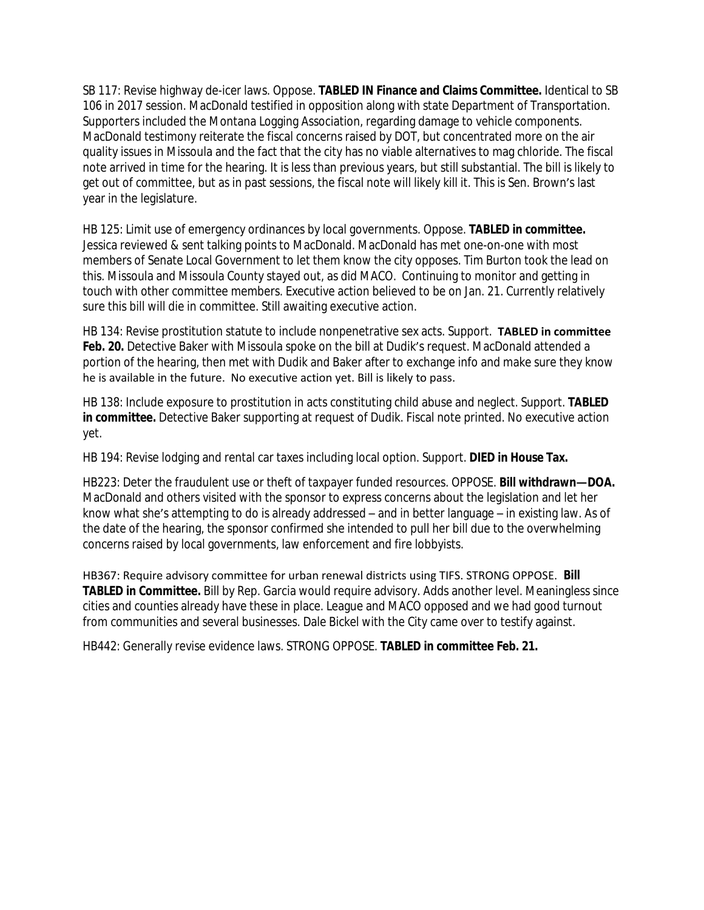SB 117: Revise highway de-icer laws. Oppose. **TABLED IN Finance and Claims Committee.** Identical to SB 106 in 2017 session. MacDonald testified in opposition along with state Department of Transportation. Supporters included the Montana Logging Association, regarding damage to vehicle components. MacDonald testimony reiterate the fiscal concerns raised by DOT, but concentrated more on the air quality issues in Missoula and the fact that the city has no viable alternatives to mag chloride. The fiscal note arrived in time for the hearing. It is less than previous years, but still substantial. The bill is likely to get out of committee, but as in past sessions, the fiscal note will likely kill it. This is Sen. Brown's last year in the legislature.

HB 125: Limit use of emergency ordinances by local governments. Oppose. **TABLED in committee.** Jessica reviewed & sent talking points to MacDonald. MacDonald has met one-on-one with most members of Senate Local Government to let them know the city opposes. Tim Burton took the lead on this. Missoula and Missoula County stayed out, as did MACO. Continuing to monitor and getting in touch with other committee members. Executive action believed to be on Jan. 21. Currently relatively sure this bill will die in committee. Still awaiting executive action.

HB 134: Revise prostitution statute to include nonpenetrative sex acts. Support. **TABLED in committee Feb. 20.** Detective Baker with Missoula spoke on the bill at Dudik's request. MacDonald attended a portion of the hearing, then met with Dudik and Baker after to exchange info and make sure they know he is available in the future. No executive action yet. Bill is likely to pass.

HB 138: Include exposure to prostitution in acts constituting child abuse and neglect. Support. **TABLED in committee.** Detective Baker supporting at request of Dudik. Fiscal note printed. No executive action yet.

HB 194: Revise lodging and rental car taxes including local option. Support. **DIED in House Tax.**

HB223: Deter the fraudulent use or theft of taxpayer funded resources. OPPOSE. **Bill withdrawn—DOA.** MacDonald and others visited with the sponsor to express concerns about the legislation and let her know what she's attempting to do is already addressed – and in better language – in existing law. As of the date of the hearing, the sponsor confirmed she intended to pull her bill due to the overwhelming concerns raised by local governments, law enforcement and fire lobbyists.

HB367: Require advisory committee for urban renewal districts using TIFS. STRONG OPPOSE. **Bill TABLED in Committee.** Bill by Rep. Garcia would require advisory. Adds another level. Meaningless since cities and counties already have these in place. League and MACO opposed and we had good turnout from communities and several businesses. Dale Bickel with the City came over to testify against.

HB442: Generally revise evidence laws. STRONG OPPOSE. **TABLED in committee Feb. 21.**